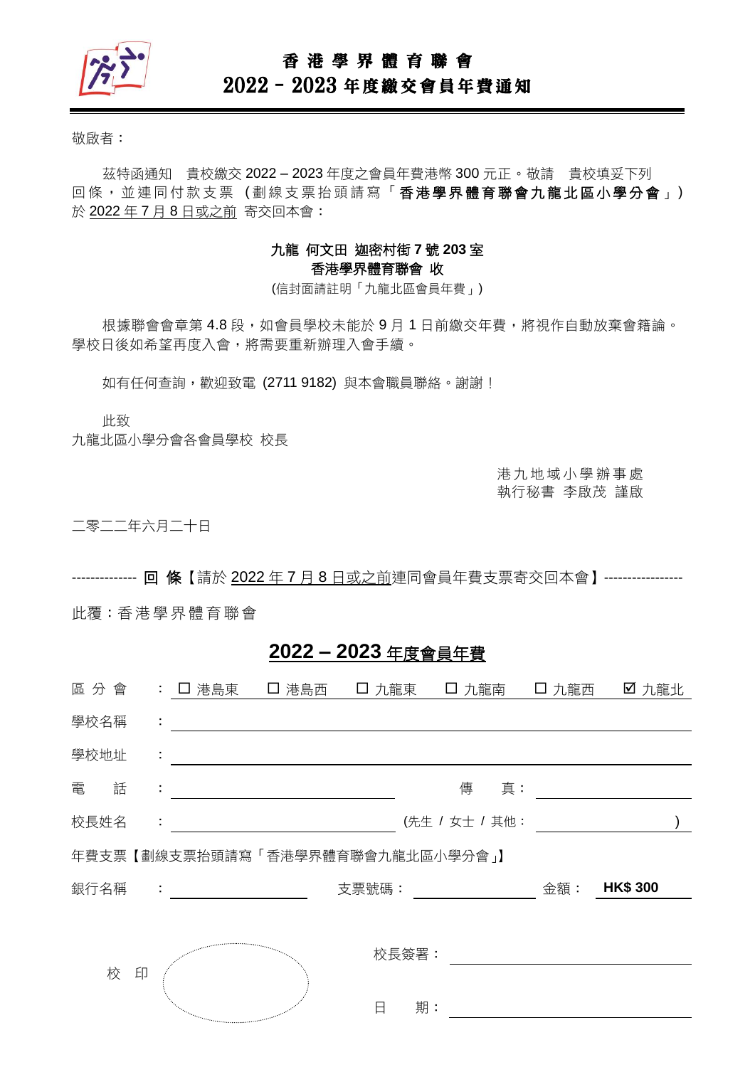# 香港學界體育聯會
## 2022 – 2023 年度繳交會員年費通知

敬啟者：

茲特函通知　貴校繳交 2022 – 2023 年度之會員年費港幣 300 元正。敬請　貴校填妥下列回條，並連同付款支票（劃線支票抬頭請寫「**香港學界體育聯會九龍北區小學分會**」）於 2022 年 7 月 8 日或之前 寄交回本會：

**九龍 何文田 迦密村街 7 號 203 室**
**香港學界體育聯會 收**
(信封面請註明「九龍北區會員年費」)

根據聯會會章第 4.8 段，如會員學校未能於 9 月 1 日前繳交年費，將視作自動放棄會籍論。學校日後如希望再度入會，將需要重新辦理入會手續。

如有任何查詢，歡迎致電 (2711 9182) 與本會職員聯絡。謝謝！

此致
九龍北區小學分會各會員學校 校長

港九地域小學辦事處
執行秘書 李啟茂 謹啟

二零二二年六月二十日

-------------- **回 條**【請於 2022 年 7 月 8 日或之前連同會員年費支票寄交回本會】-----------------

此覆：香港學界體育聯會

## 2022 – 2023 年度會員年費

區分會　：☐ 港島東　☐ 港島西　☐ 九龍東　☐ 九龍南　☐ 九龍西　☑ 九龍北

學校名稱　：________________________________________

學校地址　：________________________________________

電　　話　：____________________　傳　　真：____________________

校長姓名　：____________________ (先生 / 女士 / 其他：____________________)

年費支票【劃線支票抬頭請寫「香港學界體育聯會九龍北區小學分會」】

銀行名稱　：____________________　支票號碼：____________________　金額：**HK$ 300**

校　印

校長簽署：____________________

日　　期：____________________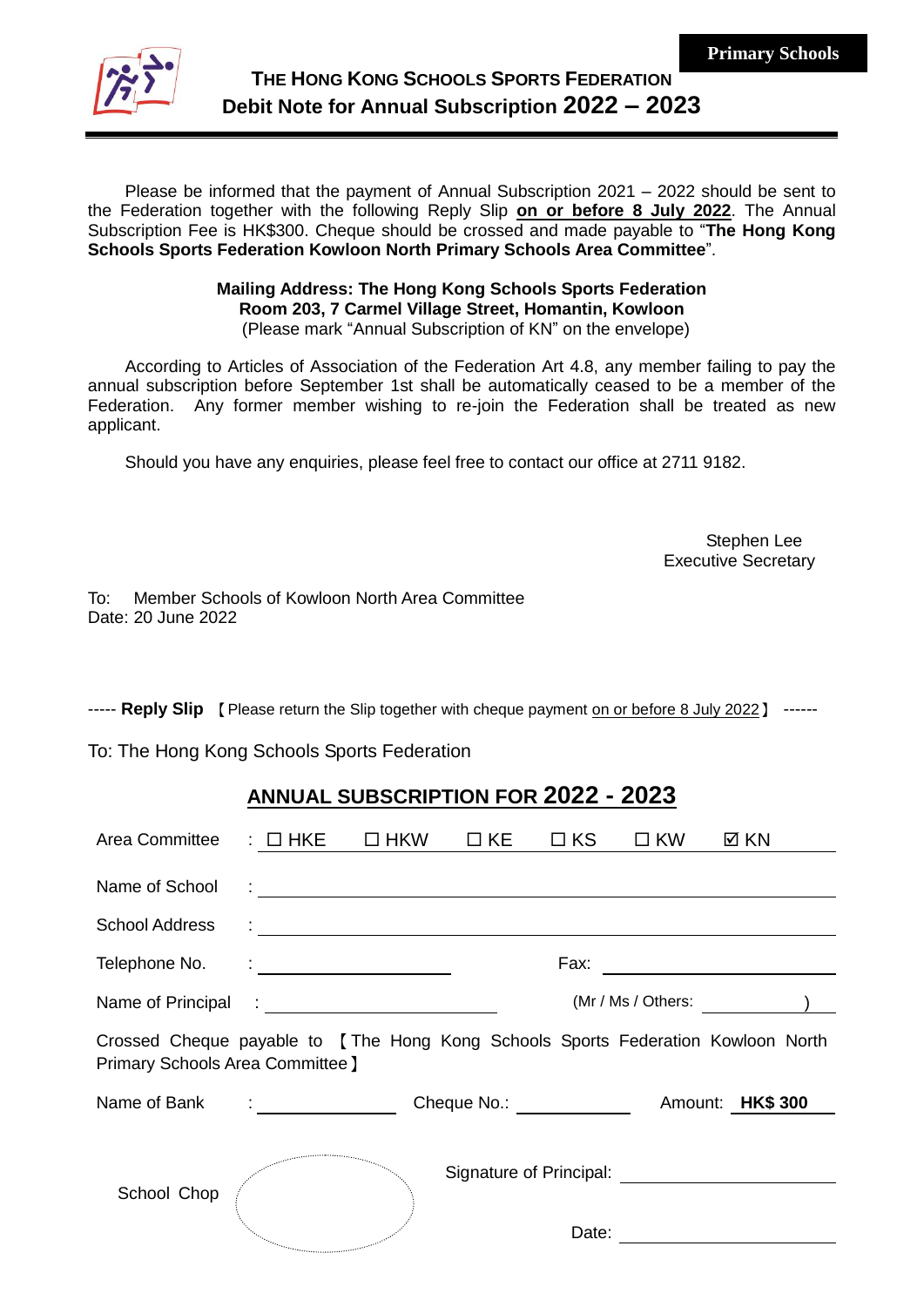**Primary Schools**

**THE HONG KONG SCHOOLS SPORTS FEDERATION**

**Debit Note for Annual Subscription 2022 – 2023**

Please be informed that the payment of Annual Subscription 2021 – 2022 should be sent to the Federation together with the following Reply Slip **on or before 8 July 2022**. The Annual Subscription Fee is HK$300. Cheque should be crossed and made payable to "**The Hong Kong Schools Sports Federation Kowloon North Primary Schools Area Committee**".

**Mailing Address: The Hong Kong Schools Sports Federation**
**Room 203, 7 Carmel Village Street, Homantin, Kowloon**
(Please mark "Annual Subscription of KN" on the envelope)

According to Articles of Association of the Federation Art 4.8, any member failing to pay the annual subscription before September 1st shall be automatically ceased to be a member of the Federation. Any former member wishing to re-join the Federation shall be treated as new applicant.

Should you have any enquiries, please feel free to contact our office at 2711 9182.

Stephen Lee
Executive Secretary

To: Member Schools of Kowloon North Area Committee
Date: 20 June 2022

----- **Reply Slip** 【Please return the Slip together with cheque payment on or before 8 July 2022】 ------

To: The Hong Kong Schools Sports Federation

## ANNUAL SUBSCRIPTION FOR 2022 - 2023

Area Committee : ☐ HKE ☐ HKW ☐ KE ☐ KS ☐ KW ☑ KN

Name of School : ______________________________

School Address : ______________________________

Telephone No. : ______________ Fax: ______________

Name of Principal : ______________ (Mr / Ms / Others: ________ )

Crossed Cheque payable to 【The Hong Kong Schools Sports Federation Kowloon North Primary Schools Area Committee】

Name of Bank : ______________ Cheque No.: ______________ Amount: **HK$ 300**

School Chop

Signature of Principal: ______________

Date: ______________